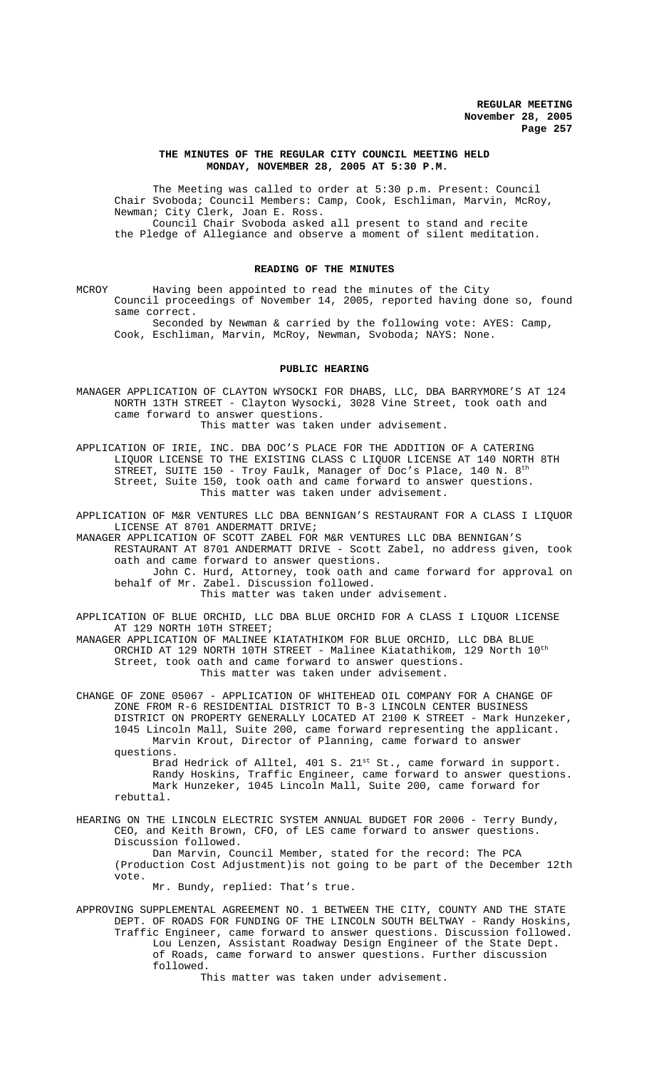**THE MINUTES OF THE REGULAR CITY COUNCIL MEETING HELD MONDAY, NOVEMBER 28, 2005 AT 5:30 P.M.**

The Meeting was called to order at 5:30 p.m. Present: Council Chair Svoboda; Council Members: Camp, Cook, Eschliman, Marvin, McRoy, Newman; City Clerk, Joan E. Ross.

Council Chair Svoboda asked all present to stand and recite the Pledge of Allegiance and observe a moment of silent meditation.

**READING OF THE MINUTES**

MCROY Having been appointed to read the minutes of the City Council proceedings of November 14, 2005, reported having done so, found same correct.

Seconded by Newman & carried by the following vote: AYES: Camp, Cook, Eschliman, Marvin, McRoy, Newman, Svoboda; NAYS: None.

**PUBLIC HEARING**

MANAGER APPLICATION OF CLAYTON WYSOCKI FOR DHABS, LLC, DBA BARRYMORE'S AT 124 NORTH 13TH STREET - Clayton Wysocki, 3028 Vine Street, took oath and came forward to answer questions.

This matter was taken under advisement.

APPLICATION OF IRIE, INC. DBA DOC'S PLACE FOR THE ADDITION OF A CATERING LIQUOR LICENSE TO THE EXISTING CLASS C LIQUOR LICENSE AT 140 NORTH 8TH STREET, SUITE 150 - Troy Faulk, Manager of Doc's Place, 140 N. 8th Street, Suite 150, took oath and came forward to answer questions.

This matter was taken under advisement.

APPLICATION OF M&R VENTURES LLC DBA BENNIGAN'S RESTAURANT FOR A CLASS I LIQUOR LICENSE AT 8701 ANDERMATT DRIVE;

MANAGER APPLICATION OF SCOTT ZABEL FOR M&R VENTURES LLC DBA BENNIGAN'S RESTAURANT AT 8701 ANDERMATT DRIVE - Scott Zabel, no address given, took oath and came forward to answer questions.

John C. Hurd, Attorney, took oath and came forward for approval on behalf of Mr. Zabel. Discussion followed.

This matter was taken under advisement.

APPLICATION OF BLUE ORCHID, LLC DBA BLUE ORCHID FOR A CLASS I LIQUOR LICENSE AT 129 NORTH 10TH STREET;

MANAGER APPLICATION OF MALINEE KIATATHIKOM FOR BLUE ORCHID, LLC DBA BLUE ORCHID AT 129 NORTH 10TH STREET - Malinee Kiatathikom, 129 North 10th Street, took oath and came forward to answer questions.

This matter was taken under advisement.

CHANGE OF ZONE 05067 - APPLICATION OF WHITEHEAD OIL COMPANY FOR A CHANGE OF ZONE FROM R-6 RESIDENTIAL DISTRICT TO B-3 LINCOLN CENTER BUSINESS DISTRICT ON PROPERTY GENERALLY LOCATED AT 2100 K STREET - Mark Hunzeker, 1045 Lincoln Mall, Suite 200, came forward representing the applicant.

Marvin Krout, Director of Planning, came forward to answer questions.

Brad Hedrick of Alltel, 401 S. 21st St., came forward in support.

Randy Hoskins, Traffic Engineer, came forward to answer questions.

Mark Hunzeker, 1045 Lincoln Mall, Suite 200, came forward for rebuttal.

HEARING ON THE LINCOLN ELECTRIC SYSTEM ANNUAL BUDGET FOR 2006 - Terry Bundy, CEO, and Keith Brown, CFO, of LES came forward to answer questions. Discussion followed.

Dan Marvin, Council Member, stated for the record: The PCA (Production Cost Adjustment)is not going to be part of the December 12th vote.

Mr. Bundy, replied: That's true.

APPROVING SUPPLEMENTAL AGREEMENT NO. 1 BETWEEN THE CITY, COUNTY AND THE STATE DEPT. OF ROADS FOR FUNDING OF THE LINCOLN SOUTH BELTWAY - Randy Hoskins, Traffic Engineer, came forward to answer questions. Discussion followed.

Lou Lenzen, Assistant Roadway Design Engineer of the State Dept. of Roads, came forward to answer questions. Further discussion followed.

This matter was taken under advisement.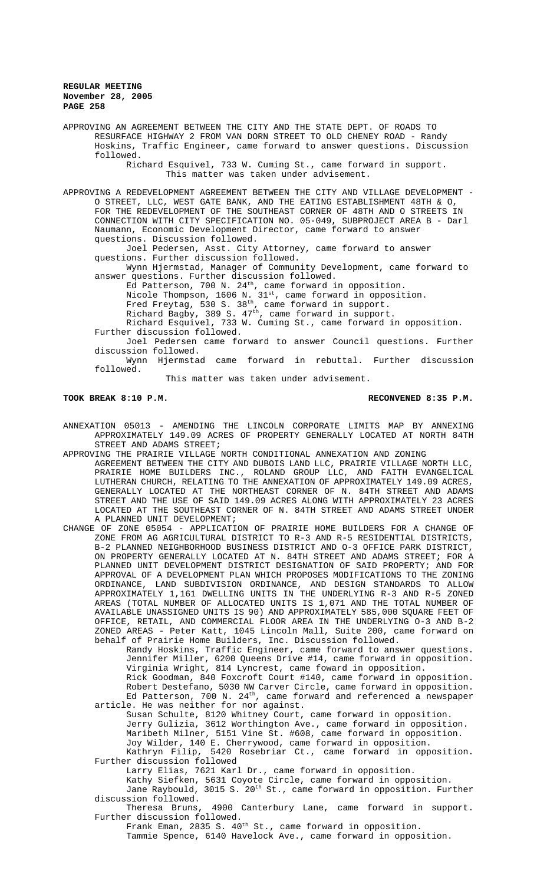APPROVING AN AGREEMENT BETWEEN THE CITY AND THE STATE DEPT. OF ROADS TO RESURFACE HIGHWAY 2 FROM VAN DORN STREET TO OLD CHENEY ROAD - Randy Hoskins, Traffic Engineer, came forward to answer questions. Discussion followed.

Richard Esquivel, 733 W. Cuming St., came forward in support.

This matter was taken under advisement.

APPROVING A REDEVELOPMENT AGREEMENT BETWEEN THE CITY AND VILLAGE DEVELOPMENT - O STREET, LLC, WEST GATE BANK, AND THE EATING ESTABLISHMENT 48TH & O, FOR THE REDEVELOPMENT OF THE SOUTHEAST CORNER OF 48TH AND O STREETS IN CONNECTION WITH CITY SPECIFICATION NO. 05-049, SUBPROJECT AREA B - Darl Naumann, Economic Development Director, came forward to answer questions. Discussion followed.

Joel Pedersen, Asst. City Attorney, came forward to answer questions. Further discussion followed.

Wynn Hjermstad, Manager of Community Development, came forward to answer questions. Further discussion followed.

Ed Patterson, 700 N. 24th, came forward in opposition.

Nicole Thompson, 1606 N. 31st, came forward in opposition.

Fred Freytag, 530 S. 38th, came forward in support.

Richard Bagby, 389 S. 47th, came forward in support.

Richard Esquivel, 733 W. Cuming St., came forward in opposition. Further discussion followed.

Joel Pedersen came forward to answer Council questions. Further discussion followed.

Wynn Hjermstad came forward in rebuttal. Further discussion followed.

This matter was taken under advisement.

**TOOK BREAK 8:10 P.M. RECONVENED 8:35 P.M.**

ANNEXATION 05013 - AMENDING THE LINCOLN CORPORATE LIMITS MAP BY ANNEXING APPROXIMATELY 149.09 ACRES OF PROPERTY GENERALLY LOCATED AT NORTH 84TH STREET AND ADAMS STREET;

APPROVING THE PRAIRIE VILLAGE NORTH CONDITIONAL ANNEXATION AND ZONING AGREEMENT BETWEEN THE CITY AND DUBOIS LAND LLC, PRAIRIE VILLAGE NORTH LLC, PRAIRIE HOME BUILDERS INC., ROLAND GROUP LLC, AND FAITH EVANGELICAL LUTHERAN CHURCH, RELATING TO THE ANNEXATION OF APPROXIMATELY 149.09 ACRES, GENERALLY LOCATED AT THE NORTHEAST CORNER OF N. 84TH STREET AND ADAMS STREET AND THE USE OF SAID 149.09 ACRES ALONG WITH APPROXIMATELY 23 ACRES LOCATED AT THE SOUTHEAST CORNER OF N. 84TH STREET AND ADAMS STREET UNDER A PLANNED UNIT DEVELOPMENT;

CHANGE OF ZONE 05054 - APPLICATION OF PRAIRIE HOME BUILDERS FOR A CHANGE OF ZONE FROM AG AGRICULTURAL DISTRICT TO R-3 AND R-5 RESIDENTIAL DISTRICTS, B-2 PLANNED NEIGHBORHOOD BUSINESS DISTRICT AND O-3 OFFICE PARK DISTRICT, ON PROPERTY GENERALLY LOCATED AT N. 84TH STREET AND ADAMS STREET; FOR A PLANNED UNIT DEVELOPMENT DISTRICT DESIGNATION OF SAID PROPERTY; AND FOR APPROVAL OF A DEVELOPMENT PLAN WHICH PROPOSES MODIFICATIONS TO THE ZONING ORDINANCE, LAND SUBDIVISION ORDINANCE, AND DESIGN STANDARDS TO ALLOW APPROXIMATELY 1,161 DWELLING UNITS IN THE UNDERLYING R-3 AND R-5 ZONED AREAS (TOTAL NUMBER OF ALLOCATED UNITS IS 1,071 AND THE TOTAL NUMBER OF AVAILABLE UNASSIGNED UNITS IS 90) AND APPROXIMATELY 585,000 SQUARE FEET OF OFFICE, RETAIL, AND COMMERCIAL FLOOR AREA IN THE UNDERLYING O-3 AND B-2 ZONED AREAS - Peter Katt, 1045 Lincoln Mall, Suite 200, came forward on behalf of Prairie Home Builders, Inc. Discussion followed.

Randy Hoskins, Traffic Engineer, came forward to answer questions.

Jennifer Miller, 6200 Queens Drive #14, came forward in opposition.

Virginia Wright, 814 Lyncrest, came foward in opposition.

Rick Goodman, 840 Foxcroft Court #140, came forward in opposition.

Robert Destefano, 5030 NW Carver Circle, came forward in opposition.

Ed Patterson, 700 N. 24th, came forward and referenced a newspaper article. He was neither for nor against.

Susan Schulte, 8120 Whitney Court, came forward in opposition.

Jerry Gulizia, 3612 Worthington Ave., came forward in opposition.

Maribeth Milner, 5151 Vine St. #608, came forward in opposition.

Joy Wilder, 140 E. Cherrywood, came forward in opposition.

Kathryn Filip, 5420 Rosebriar Ct., came forward in opposition. Further discussion followed

Larry Elias, 7621 Karl Dr., came forward in opposition.

Kathy Siefken, 5631 Coyote Circle, came forward in opposition.

Jane Raybould, 3015 S. 20th St., came forward in opposition. Further discussion followed.

Theresa Bruns, 4900 Canterbury Lane, came forward in support. Further discussion followed.

Frank Eman, 2835 S. 40th St., came forward in opposition.

Tammie Spence, 6140 Havelock Ave., came forward in opposition.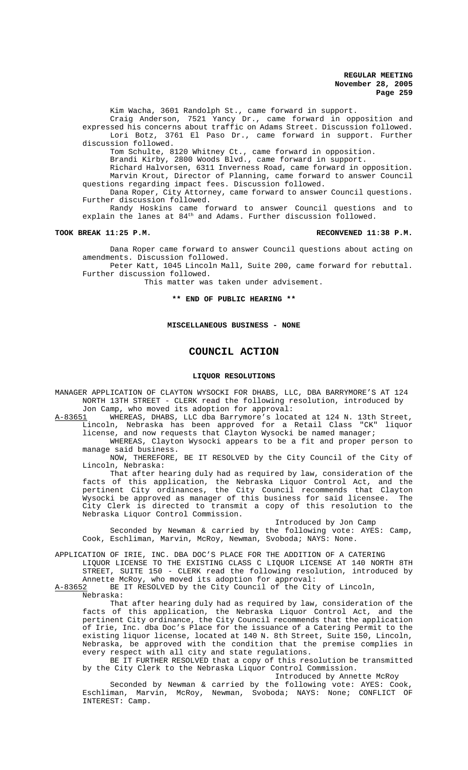Kim Wacha, 3601 Randolph St., came forward in support.

Craig Anderson, 7521 Yancy Dr., came forward in opposition and expressed his concerns about traffic on Adams Street. Discussion followed.

Lori Botz, 3761 El Paso Dr., came forward in support. Further discussion followed.

Tom Schulte, 8120 Whitney Ct., came forward in opposition.

Brandi Kirby, 2800 Woods Blvd., came forward in support.

Richard Halvorsen, 6311 Inverness Road, came forward in opposition.

Marvin Krout, Director of Planning, came forward to answer Council questions regarding impact fees. Discussion followed.

Dana Roper, City Attorney, came forward to answer Council questions. Further discussion followed.

Randy Hoskins came forward to answer Council questions and to explain the lanes at 84th and Adams. Further discussion followed.

**TOOK BREAK 11:25 P.M.** **RECONVENED 11:38 P.M.**

Dana Roper came forward to answer Council questions about acting on amendments. Discussion followed.

Peter Katt, 1045 Lincoln Mall, Suite 200, came forward for rebuttal. Further discussion followed.

This matter was taken under advisement.

**\*\* END OF PUBLIC HEARING \*\***

**MISCELLANEOUS BUSINESS - NONE**

# COUNCIL ACTION

## LIQUOR RESOLUTIONS

MANAGER APPLICATION OF CLAYTON WYSOCKI FOR DHABS, LLC, DBA BARRYMORE'S AT 124 NORTH 13TH STREET - CLERK read the following resolution, introduced by Jon Camp, who moved its adoption for approval:

A-83651 WHEREAS, DHABS, LLC dba Barrymore's located at 124 N. 13th Street, Lincoln, Nebraska has been approved for a Retail Class "CK" liquor license, and now requests that Clayton Wysocki be named manager;

WHEREAS, Clayton Wysocki appears to be a fit and proper person to manage said business.

NOW, THEREFORE, BE IT RESOLVED by the City Council of the City of Lincoln, Nebraska:

That after hearing duly had as required by law, consideration of the facts of this application, the Nebraska Liquor Control Act, and the pertinent City ordinances, the City Council recommends that Clayton Wysocki be approved as manager of this business for said licensee. The City Clerk is directed to transmit a copy of this resolution to the Nebraska Liquor Control Commission.

Introduced by Jon Camp

Seconded by Newman & carried by the following vote: AYES: Camp, Cook, Eschliman, Marvin, McRoy, Newman, Svoboda; NAYS: None.

APPLICATION OF IRIE, INC. DBA DOC'S PLACE FOR THE ADDITION OF A CATERING LIQUOR LICENSE TO THE EXISTING CLASS C LIQUOR LICENSE AT 140 NORTH 8TH STREET, SUITE 150 - CLERK read the following resolution, introduced by Annette McRoy, who moved its adoption for approval:

A-83652 BE IT RESOLVED by the City Council of the City of Lincoln, Nebraska:

That after hearing duly had as required by law, consideration of the facts of this application, the Nebraska Liquor Control Act, and the pertinent City ordinance, the City Council recommends that the application of Irie, Inc. dba Doc's Place for the issuance of a Catering Permit to the existing liquor license, located at 140 N. 8th Street, Suite 150, Lincoln, Nebraska, be approved with the condition that the premise complies in every respect with all city and state regulations.

BE IT FURTHER RESOLVED that a copy of this resolution be transmitted by the City Clerk to the Nebraska Liquor Control Commission.

Introduced by Annette McRoy

Seconded by Newman & carried by the following vote: AYES: Cook, Eschliman, Marvin, McRoy, Newman, Svoboda; NAYS: None; CONFLICT OF INTEREST: Camp.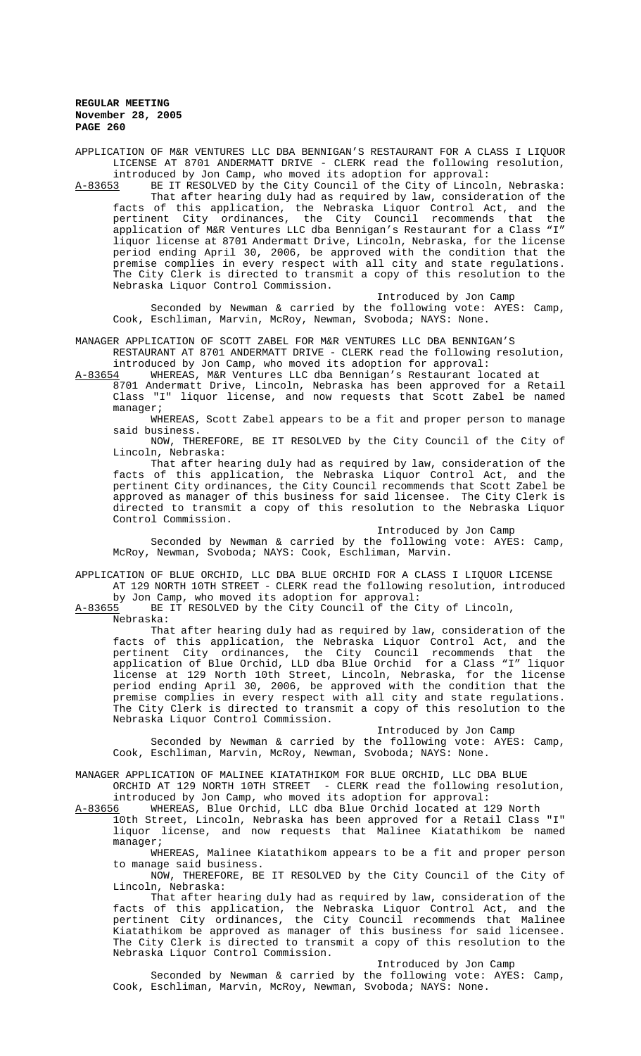APPLICATION OF M&R VENTURES LLC DBA BENNIGAN'S RESTAURANT FOR A CLASS I LIQUOR LICENSE AT 8701 ANDERMATT DRIVE - CLERK read the following resolution, introduced by Jon Camp, who moved its adoption for approval:

A-83653 BE IT RESOLVED by the City Council of the City of Lincoln, Nebraska:

That after hearing duly had as required by law, consideration of the facts of this application, the Nebraska Liquor Control Act, and the pertinent City ordinances, the City Council recommends that the application of M&R Ventures LLC dba Bennigan's Restaurant for a Class "I" liquor license at 8701 Andermatt Drive, Lincoln, Nebraska, for the license period ending April 30, 2006, be approved with the condition that the premise complies in every respect with all city and state regulations. The City Clerk is directed to transmit a copy of this resolution to the Nebraska Liquor Control Commission.

Introduced by Jon Camp

Seconded by Newman & carried by the following vote: AYES: Camp, Cook, Eschliman, Marvin, McRoy, Newman, Svoboda; NAYS: None.

MANAGER APPLICATION OF SCOTT ZABEL FOR M&R VENTURES LLC DBA BENNIGAN'S RESTAURANT AT 8701 ANDERMATT DRIVE - CLERK read the following resolution, introduced by Jon Camp, who moved its adoption for approval:

A-83654 WHEREAS, M&R Ventures LLC dba Bennigan's Restaurant located at 8701 Andermatt Drive, Lincoln, Nebraska has been approved for a Retail Class "I" liquor license, and now requests that Scott Zabel be named manager;

WHEREAS, Scott Zabel appears to be a fit and proper person to manage said business.

NOW, THEREFORE, BE IT RESOLVED by the City Council of the City of Lincoln, Nebraska:

That after hearing duly had as required by law, consideration of the facts of this application, the Nebraska Liquor Control Act, and the pertinent City ordinances, the City Council recommends that Scott Zabel be approved as manager of this business for said licensee. The City Clerk is directed to transmit a copy of this resolution to the Nebraska Liquor Control Commission.

Introduced by Jon Camp

Seconded by Newman & carried by the following vote: AYES: Camp, McRoy, Newman, Svoboda; NAYS: Cook, Eschliman, Marvin.

APPLICATION OF BLUE ORCHID, LLC DBA BLUE ORCHID FOR A CLASS I LIQUOR LICENSE AT 129 NORTH 10TH STREET - CLERK read the following resolution, introduced by Jon Camp, who moved its adoption for approval:

A-83655 BE IT RESOLVED by the City Council of the City of Lincoln, Nebraska:

That after hearing duly had as required by law, consideration of the facts of this application, the Nebraska Liquor Control Act, and the pertinent City ordinances, the City Council recommends that the application of Blue Orchid, LLD dba Blue Orchid for a Class "I" liquor license at 129 North 10th Street, Lincoln, Nebraska, for the license period ending April 30, 2006, be approved with the condition that the premise complies in every respect with all city and state regulations. The City Clerk is directed to transmit a copy of this resolution to the Nebraska Liquor Control Commission.

Introduced by Jon Camp

Seconded by Newman & carried by the following vote: AYES: Camp, Cook, Eschliman, Marvin, McRoy, Newman, Svoboda; NAYS: None.

MANAGER APPLICATION OF MALINEE KIATATHIKOM FOR BLUE ORCHID, LLC DBA BLUE ORCHID AT 129 NORTH 10TH STREET - CLERK read the following resolution, introduced by Jon Camp, who moved its adoption for approval:

A-83656 WHEREAS, Blue Orchid, LLC dba Blue Orchid located at 129 North 10th Street, Lincoln, Nebraska has been approved for a Retail Class "I" liquor license, and now requests that Malinee Kiatathikom be named manager;

WHEREAS, Malinee Kiatathikom appears to be a fit and proper person to manage said business.

NOW, THEREFORE, BE IT RESOLVED by the City Council of the City of Lincoln, Nebraska:

That after hearing duly had as required by law, consideration of the facts of this application, the Nebraska Liquor Control Act, and the pertinent City ordinances, the City Council recommends that Malinee Kiatathikom be approved as manager of this business for said licensee. The City Clerk is directed to transmit a copy of this resolution to the Nebraska Liquor Control Commission.

Introduced by Jon Camp

Seconded by Newman & carried by the following vote: AYES: Camp, Cook, Eschliman, Marvin, McRoy, Newman, Svoboda; NAYS: None.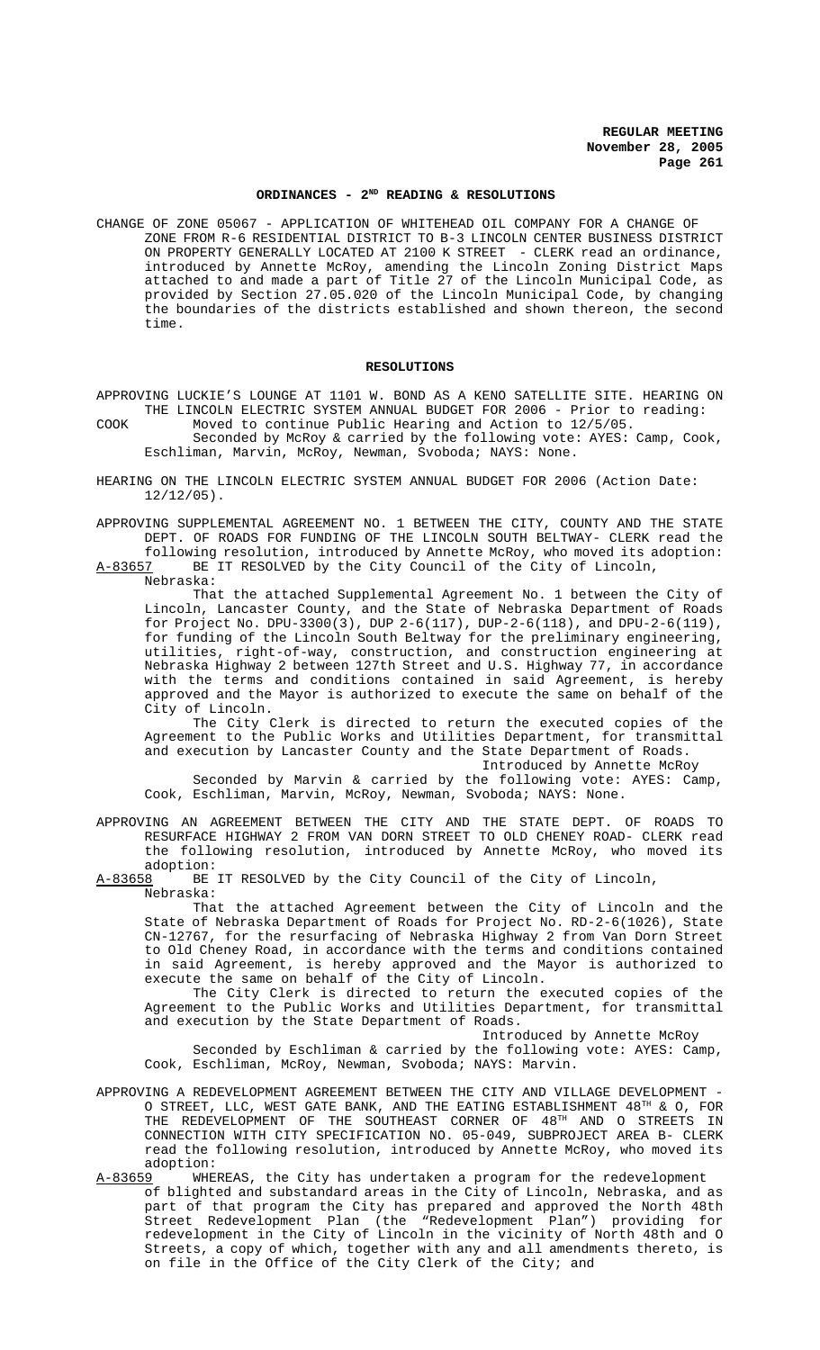## ORDINANCES - 2ND READING & RESOLUTIONS

CHANGE OF ZONE 05067 - APPLICATION OF WHITEHEAD OIL COMPANY FOR A CHANGE OF ZONE FROM R-6 RESIDENTIAL DISTRICT TO B-3 LINCOLN CENTER BUSINESS DISTRICT ON PROPERTY GENERALLY LOCATED AT 2100 K STREET - CLERK read an ordinance, introduced by Annette McRoy, amending the Lincoln Zoning District Maps attached to and made a part of Title 27 of the Lincoln Municipal Code, as provided by Section 27.05.020 of the Lincoln Municipal Code, by changing the boundaries of the districts established and shown thereon, the second time.

## RESOLUTIONS

APPROVING LUCKIE'S LOUNGE AT 1101 W. BOND AS A KENO SATELLITE SITE. HEARING ON THE LINCOLN ELECTRIC SYSTEM ANNUAL BUDGET FOR 2006 - Prior to reading:

COOK Moved to continue Public Hearing and Action to 12/5/05.

Seconded by McRoy & carried by the following vote: AYES: Camp, Cook, Eschliman, Marvin, McRoy, Newman, Svoboda; NAYS: None.

HEARING ON THE LINCOLN ELECTRIC SYSTEM ANNUAL BUDGET FOR 2006 (Action Date: 12/12/05).

APPROVING SUPPLEMENTAL AGREEMENT NO. 1 BETWEEN THE CITY, COUNTY AND THE STATE DEPT. OF ROADS FOR FUNDING OF THE LINCOLN SOUTH BELTWAY- CLERK read the following resolution, introduced by Annette McRoy, who moved its adoption:

A-83657 BE IT RESOLVED by the City Council of the City of Lincoln, Nebraska:

That the attached Supplemental Agreement No. 1 between the City of Lincoln, Lancaster County, and the State of Nebraska Department of Roads for Project No. DPU-3300(3), DUP 2-6(117), DUP-2-6(118), and DPU-2-6(119), for funding of the Lincoln South Beltway for the preliminary engineering, utilities, right-of-way, construction, and construction engineering at Nebraska Highway 2 between 127th Street and U.S. Highway 77, in accordance with the terms and conditions contained in said Agreement, is hereby approved and the Mayor is authorized to execute the same on behalf of the City of Lincoln.

The City Clerk is directed to return the executed copies of the Agreement to the Public Works and Utilities Department, for transmittal and execution by Lancaster County and the State Department of Roads.

Introduced by Annette McRoy

Seconded by Marvin & carried by the following vote: AYES: Camp, Cook, Eschliman, Marvin, McRoy, Newman, Svoboda; NAYS: None.

APPROVING AN AGREEMENT BETWEEN THE CITY AND THE STATE DEPT. OF ROADS TO RESURFACE HIGHWAY 2 FROM VAN DORN STREET TO OLD CHENEY ROAD- CLERK read the following resolution, introduced by Annette McRoy, who moved its adoption:

A-83658 BE IT RESOLVED by the City Council of the City of Lincoln, Nebraska:

That the attached Agreement between the City of Lincoln and the State of Nebraska Department of Roads for Project No. RD-2-6(1026), State CN-12767, for the resurfacing of Nebraska Highway 2 from Van Dorn Street to Old Cheney Road, in accordance with the terms and conditions contained in said Agreement, is hereby approved and the Mayor is authorized to execute the same on behalf of the City of Lincoln.

The City Clerk is directed to return the executed copies of the Agreement to the Public Works and Utilities Department, for transmittal and execution by the State Department of Roads.

Introduced by Annette McRoy

Seconded by Eschliman & carried by the following vote: AYES: Camp, Cook, Eschliman, McRoy, Newman, Svoboda; NAYS: Marvin.

APPROVING A REDEVELOPMENT AGREEMENT BETWEEN THE CITY AND VILLAGE DEVELOPMENT - O STREET, LLC, WEST GATE BANK, AND THE EATING ESTABLISHMENT 48TH & O, FOR THE REDEVELOPMENT OF THE SOUTHEAST CORNER OF 48TH AND O STREETS IN CONNECTION WITH CITY SPECIFICATION NO. 05-049, SUBPROJECT AREA B- CLERK read the following resolution, introduced by Annette McRoy, who moved its adoption:

A-83659 WHEREAS, the City has undertaken a program for the redevelopment of blighted and substandard areas in the City of Lincoln, Nebraska, and as part of that program the City has prepared and approved the North 48th Street Redevelopment Plan (the "Redevelopment Plan") providing for redevelopment in the City of Lincoln in the vicinity of North 48th and O Streets, a copy of which, together with any and all amendments thereto, is on file in the Office of the City Clerk of the City; and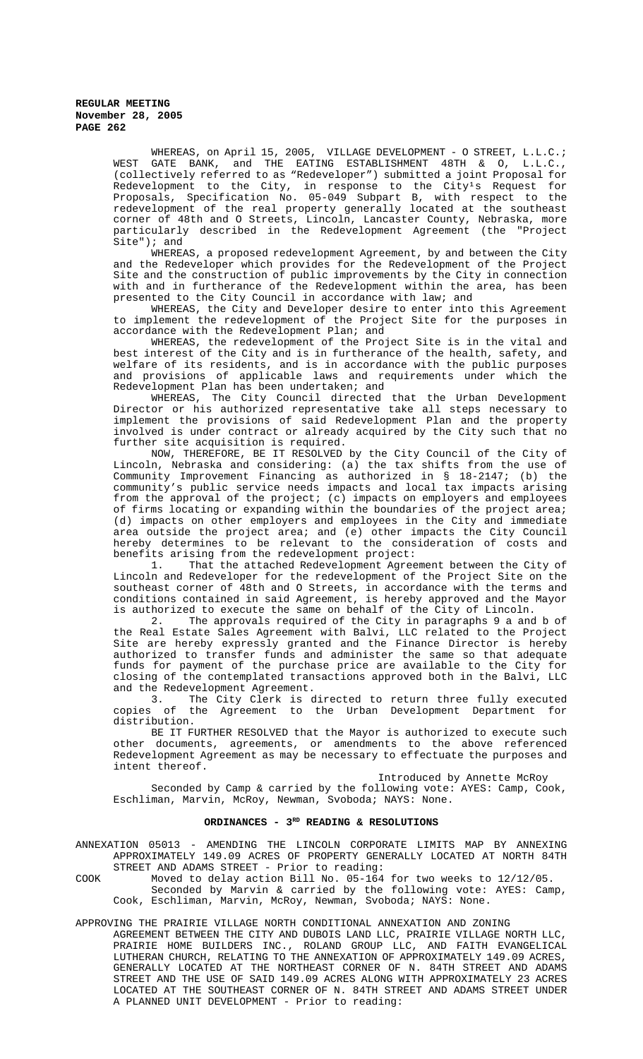WHEREAS, on April 15, 2005, VILLAGE DEVELOPMENT - O STREET, L.L.C.; WEST GATE BANK, and THE EATING ESTABLISHMENT 48TH & O, L.L.C., (collectively referred to as "Redeveloper") submitted a joint Proposal for Redevelopment to the City, in response to the City¹s Request for Proposals, Specification No. 05-049 Subpart B, with respect to the redevelopment of the real property generally located at the southeast corner of 48th and O Streets, Lincoln, Lancaster County, Nebraska, more particularly described in the Redevelopment Agreement (the "Project Site"); and

WHEREAS, a proposed redevelopment Agreement, by and between the City and the Redeveloper which provides for the Redevelopment of the Project Site and the construction of public improvements by the City in connection with and in furtherance of the Redevelopment within the area, has been presented to the City Council in accordance with law; and

WHEREAS, the City and Developer desire to enter into this Agreement to implement the redevelopment of the Project Site for the purposes in accordance with the Redevelopment Plan; and

WHEREAS, the redevelopment of the Project Site is in the vital and best interest of the City and is in furtherance of the health, safety, and welfare of its residents, and is in accordance with the public purposes and provisions of applicable laws and requirements under which the Redevelopment Plan has been undertaken; and

WHEREAS, The City Council directed that the Urban Development Director or his authorized representative take all steps necessary to implement the provisions of said Redevelopment Plan and the property involved is under contract or already acquired by the City such that no further site acquisition is required.

NOW, THEREFORE, BE IT RESOLVED by the City Council of the City of Lincoln, Nebraska and considering: (a) the tax shifts from the use of Community Improvement Financing as authorized in § 18-2147; (b) the community's public service needs impacts and local tax impacts arising from the approval of the project; (c) impacts on employers and employees of firms locating or expanding within the boundaries of the project area; (d) impacts on other employers and employees in the City and immediate area outside the project area; and (e) other impacts the City Council hereby determines to be relevant to the consideration of costs and benefits arising from the redevelopment project:

1. That the attached Redevelopment Agreement between the City of Lincoln and Redeveloper for the redevelopment of the Project Site on the southeast corner of 48th and O Streets, in accordance with the terms and conditions contained in said Agreement, is hereby approved and the Mayor is authorized to execute the same on behalf of the City of Lincoln.

2. The approvals required of the City in paragraphs 9 a and b of the Real Estate Sales Agreement with Balvi, LLC related to the Project Site are hereby expressly granted and the Finance Director is hereby authorized to transfer funds and administer the same so that adequate funds for payment of the purchase price are available to the City for closing of the contemplated transactions approved both in the Balvi, LLC and the Redevelopment Agreement.

3. The City Clerk is directed to return three fully executed copies of the Agreement to the Urban Development Department for distribution.

BE IT FURTHER RESOLVED that the Mayor is authorized to execute such other documents, agreements, or amendments to the above referenced Redevelopment Agreement as may be necessary to effectuate the purposes and intent thereof.

Introduced by Annette McRoy

Seconded by Camp & carried by the following vote: AYES: Camp, Cook, Eschliman, Marvin, McRoy, Newman, Svoboda; NAYS: None.

## ORDINANCES - 3RD READING & RESOLUTIONS

ANNEXATION 05013 - AMENDING THE LINCOLN CORPORATE LIMITS MAP BY ANNEXING APPROXIMATELY 149.09 ACRES OF PROPERTY GENERALLY LOCATED AT NORTH 84TH STREET AND ADAMS STREET - Prior to reading:

COOK Moved to delay action Bill No. 05-164 for two weeks to 12/12/05.

Seconded by Marvin & carried by the following vote: AYES: Camp, Cook, Eschliman, Marvin, McRoy, Newman, Svoboda; NAYS: None.

APPROVING THE PRAIRIE VILLAGE NORTH CONDITIONAL ANNEXATION AND ZONING AGREEMENT BETWEEN THE CITY AND DUBOIS LAND LLC, PRAIRIE VILLAGE NORTH LLC, PRAIRIE HOME BUILDERS INC., ROLAND GROUP LLC, AND FAITH EVANGELICAL LUTHERAN CHURCH, RELATING TO THE ANNEXATION OF APPROXIMATELY 149.09 ACRES, GENERALLY LOCATED AT THE NORTHEAST CORNER OF N. 84TH STREET AND ADAMS STREET AND THE USE OF SAID 149.09 ACRES ALONG WITH APPROXIMATELY 23 ACRES LOCATED AT THE SOUTHEAST CORNER OF N. 84TH STREET AND ADAMS STREET UNDER A PLANNED UNIT DEVELOPMENT - Prior to reading: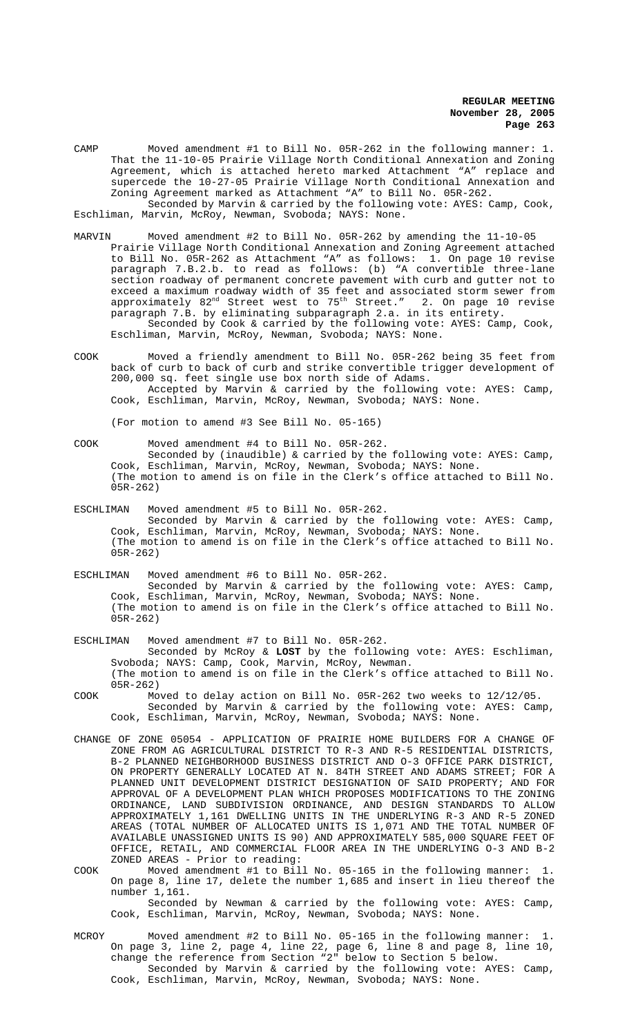CAMP Moved amendment #1 to Bill No. 05R-262 in the following manner: 1. That the 11-10-05 Prairie Village North Conditional Annexation and Zoning Agreement, which is attached hereto marked Attachment "A" replace and supercede the 10-27-05 Prairie Village North Conditional Annexation and Zoning Agreement marked as Attachment "A" to Bill No. 05R-262.
Seconded by Marvin & carried by the following vote: AYES: Camp, Cook, Eschliman, Marvin, McRoy, Newman, Svoboda; NAYS: None.

MARVIN Moved amendment #2 to Bill No. 05R-262 by amending the 11-10-05 Prairie Village North Conditional Annexation and Zoning Agreement attached to Bill No. 05R-262 as Attachment "A" as follows: 1. On page 10 revise paragraph 7.B.2.b. to read as follows: (b) "A convertible three-lane section roadway of permanent concrete pavement with curb and gutter not to exceed a maximum roadway width of 35 feet and associated storm sewer from approximately 82nd Street west to 75th Street." 2. On page 10 revise paragraph 7.B. by eliminating subparagraph 2.a. in its entirety.
Seconded by Cook & carried by the following vote: AYES: Camp, Cook, Eschliman, Marvin, McRoy, Newman, Svoboda; NAYS: None.

COOK Moved a friendly amendment to Bill No. 05R-262 being 35 feet from back of curb to back of curb and strike convertible trigger development of 200,000 sq. feet single use box north side of Adams.
Accepted by Marvin & carried by the following vote: AYES: Camp, Cook, Eschliman, Marvin, McRoy, Newman, Svoboda; NAYS: None.

(For motion to amend #3 See Bill No. 05-165)

COOK Moved amendment #4 to Bill No. 05R-262.
Seconded by (inaudible) & carried by the following vote: AYES: Camp, Cook, Eschliman, Marvin, McRoy, Newman, Svoboda; NAYS: None.
(The motion to amend is on file in the Clerk's office attached to Bill No. 05R-262)

ESCHLIMAN Moved amendment #5 to Bill No. 05R-262.
Seconded by Marvin & carried by the following vote: AYES: Camp, Cook, Eschliman, Marvin, McRoy, Newman, Svoboda; NAYS: None.
(The motion to amend is on file in the Clerk's office attached to Bill No. 05R-262)

ESCHLIMAN Moved amendment #6 to Bill No. 05R-262.
Seconded by Marvin & carried by the following vote: AYES: Camp, Cook, Eschliman, Marvin, McRoy, Newman, Svoboda; NAYS: None.
(The motion to amend is on file in the Clerk's office attached to Bill No. 05R-262)

ESCHLIMAN Moved amendment #7 to Bill No. 05R-262.
Seconded by McRoy & **LOST** by the following vote: AYES: Eschliman, Svoboda; NAYS: Camp, Cook, Marvin, McRoy, Newman.
(The motion to amend is on file in the Clerk's office attached to Bill No. 05R-262)

COOK Moved to delay action on Bill No. 05R-262 two weeks to 12/12/05.
Seconded by Marvin & carried by the following vote: AYES: Camp, Cook, Eschliman, Marvin, McRoy, Newman, Svoboda; NAYS: None.

CHANGE OF ZONE 05054 - APPLICATION OF PRAIRIE HOME BUILDERS FOR A CHANGE OF ZONE FROM AG AGRICULTURAL DISTRICT TO R-3 AND R-5 RESIDENTIAL DISTRICTS, B-2 PLANNED NEIGHBORHOOD BUSINESS DISTRICT AND O-3 OFFICE PARK DISTRICT, ON PROPERTY GENERALLY LOCATED AT N. 84TH STREET AND ADAMS STREET; FOR A PLANNED UNIT DEVELOPMENT DISTRICT DESIGNATION OF SAID PROPERTY; AND FOR APPROVAL OF A DEVELOPMENT PLAN WHICH PROPOSES MODIFICATIONS TO THE ZONING ORDINANCE, LAND SUBDIVISION ORDINANCE, AND DESIGN STANDARDS TO ALLOW APPROXIMATELY 1,161 DWELLING UNITS IN THE UNDERLYING R-3 AND R-5 ZONED AREAS (TOTAL NUMBER OF ALLOCATED UNITS IS 1,071 AND THE TOTAL NUMBER OF AVAILABLE UNASSIGNED UNITS IS 90) AND APPROXIMATELY 585,000 SQUARE FEET OF OFFICE, RETAIL, AND COMMERCIAL FLOOR AREA IN THE UNDERLYING O-3 AND B-2 ZONED AREAS - Prior to reading:

COOK Moved amendment #1 to Bill No. 05-165 in the following manner: 1. On page 8, line 17, delete the number 1,685 and insert in lieu thereof the number 1,161.
Seconded by Newman & carried by the following vote: AYES: Camp, Cook, Eschliman, Marvin, McRoy, Newman, Svoboda; NAYS: None.

MCROY Moved amendment #2 to Bill No. 05-165 in the following manner: 1. On page 3, line 2, page 4, line 22, page 6, line 8 and page 8, line 10, change the reference from Section "2" below to Section 5 below.
Seconded by Marvin & carried by the following vote: AYES: Camp, Cook, Eschliman, Marvin, McRoy, Newman, Svoboda; NAYS: None.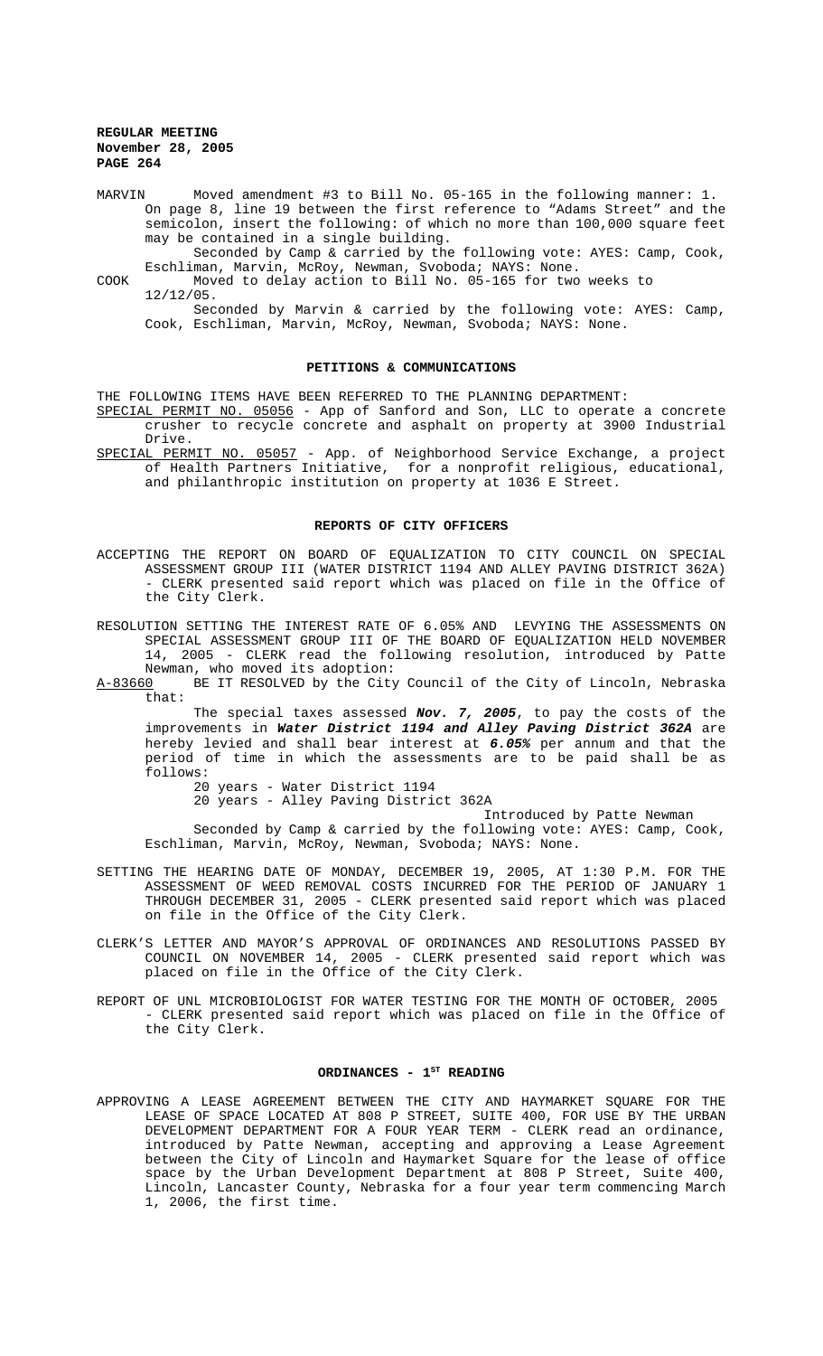MARVIN Moved amendment #3 to Bill No. 05-165 in the following manner: 1. On page 8, line 19 between the first reference to "Adams Street" and the semicolon, insert the following: of which no more than 100,000 square feet may be contained in a single building.

Seconded by Camp & carried by the following vote: AYES: Camp, Cook, Eschliman, Marvin, McRoy, Newman, Svoboda; NAYS: None.

COOK Moved to delay action to Bill No. 05-165 for two weeks to 12/12/05.

Seconded by Marvin & carried by the following vote: AYES: Camp, Cook, Eschliman, Marvin, McRoy, Newman, Svoboda; NAYS: None.

## PETITIONS & COMMUNICATIONS

THE FOLLOWING ITEMS HAVE BEEN REFERRED TO THE PLANNING DEPARTMENT:

SPECIAL PERMIT NO. 05056 - App of Sanford and Son, LLC to operate a concrete crusher to recycle concrete and asphalt on property at 3900 Industrial Drive.

SPECIAL PERMIT NO. 05057 - App. of Neighborhood Service Exchange, a project of Health Partners Initiative, for a nonprofit religious, educational, and philanthropic institution on property at 1036 E Street.

## REPORTS OF CITY OFFICERS

ACCEPTING THE REPORT ON BOARD OF EQUALIZATION TO CITY COUNCIL ON SPECIAL ASSESSMENT GROUP III (WATER DISTRICT 1194 AND ALLEY PAVING DISTRICT 362A) - CLERK presented said report which was placed on file in the Office of the City Clerk.

RESOLUTION SETTING THE INTEREST RATE OF 6.05% AND LEVYING THE ASSESSMENTS ON SPECIAL ASSESSMENT GROUP III OF THE BOARD OF EQUALIZATION HELD NOVEMBER 14, 2005 - CLERK read the following resolution, introduced by Patte Newman, who moved its adoption:

A-83660 BE IT RESOLVED by the City Council of the City of Lincoln, Nebraska that:

The special taxes assessed ***Nov. 7, 2005***, to pay the costs of the improvements in ***Water District 1194 and Alley Paving District 362A*** are hereby levied and shall bear interest at ***6.05%*** per annum and that the period of time in which the assessments are to be paid shall be as follows:

20 years - Water District 1194
20 years - Alley Paving District 362A

Introduced by Patte Newman

Seconded by Camp & carried by the following vote: AYES: Camp, Cook, Eschliman, Marvin, McRoy, Newman, Svoboda; NAYS: None.

SETTING THE HEARING DATE OF MONDAY, DECEMBER 19, 2005, AT 1:30 P.M. FOR THE ASSESSMENT OF WEED REMOVAL COSTS INCURRED FOR THE PERIOD OF JANUARY 1 THROUGH DECEMBER 31, 2005 - CLERK presented said report which was placed on file in the Office of the City Clerk.

CLERK'S LETTER AND MAYOR'S APPROVAL OF ORDINANCES AND RESOLUTIONS PASSED BY COUNCIL ON NOVEMBER 14, 2005 - CLERK presented said report which was placed on file in the Office of the City Clerk.

REPORT OF UNL MICROBIOLOGIST FOR WATER TESTING FOR THE MONTH OF OCTOBER, 2005 - CLERK presented said report which was placed on file in the Office of the City Clerk.

## ORDINANCES - 1ST READING

APPROVING A LEASE AGREEMENT BETWEEN THE CITY AND HAYMARKET SQUARE FOR THE LEASE OF SPACE LOCATED AT 808 P STREET, SUITE 400, FOR USE BY THE URBAN DEVELOPMENT DEPARTMENT FOR A FOUR YEAR TERM - CLERK read an ordinance, introduced by Patte Newman, accepting and approving a Lease Agreement between the City of Lincoln and Haymarket Square for the lease of office space by the Urban Development Department at 808 P Street, Suite 400, Lincoln, Lancaster County, Nebraska for a four year term commencing March 1, 2006, the first time.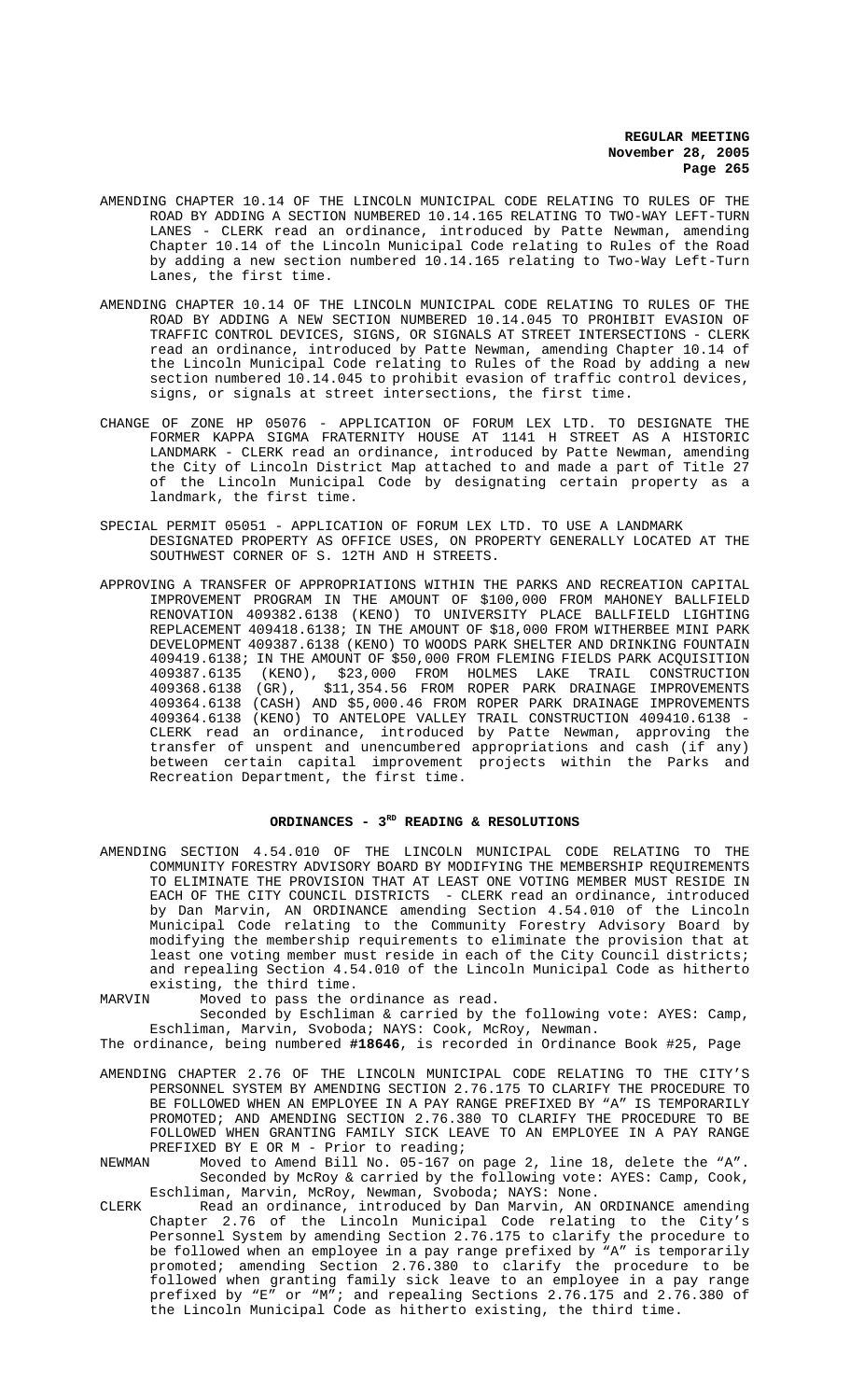AMENDING CHAPTER 10.14 OF THE LINCOLN MUNICIPAL CODE RELATING TO RULES OF THE ROAD BY ADDING A SECTION NUMBERED 10.14.165 RELATING TO TWO-WAY LEFT-TURN LANES - CLERK read an ordinance, introduced by Patte Newman, amending Chapter 10.14 of the Lincoln Municipal Code relating to Rules of the Road by adding a new section numbered 10.14.165 relating to Two-Way Left-Turn Lanes, the first time.

AMENDING CHAPTER 10.14 OF THE LINCOLN MUNICIPAL CODE RELATING TO RULES OF THE ROAD BY ADDING A NEW SECTION NUMBERED 10.14.045 TO PROHIBIT EVASION OF TRAFFIC CONTROL DEVICES, SIGNS, OR SIGNALS AT STREET INTERSECTIONS - CLERK read an ordinance, introduced by Patte Newman, amending Chapter 10.14 of the Lincoln Municipal Code relating to Rules of the Road by adding a new section numbered 10.14.045 to prohibit evasion of traffic control devices, signs, or signals at street intersections, the first time.

CHANGE OF ZONE HP 05076 - APPLICATION OF FORUM LEX LTD. TO DESIGNATE THE FORMER KAPPA SIGMA FRATERNITY HOUSE AT 1141 H STREET AS A HISTORIC LANDMARK - CLERK read an ordinance, introduced by Patte Newman, amending the City of Lincoln District Map attached to and made a part of Title 27 of the Lincoln Municipal Code by designating certain property as a landmark, the first time.

SPECIAL PERMIT 05051 - APPLICATION OF FORUM LEX LTD. TO USE A LANDMARK DESIGNATED PROPERTY AS OFFICE USES, ON PROPERTY GENERALLY LOCATED AT THE SOUTHWEST CORNER OF S. 12TH AND H STREETS.

APPROVING A TRANSFER OF APPROPRIATIONS WITHIN THE PARKS AND RECREATION CAPITAL IMPROVEMENT PROGRAM IN THE AMOUNT OF $100,000 FROM MAHONEY BALLFIELD RENOVATION 409382.6138 (KENO) TO UNIVERSITY PLACE BALLFIELD LIGHTING REPLACEMENT 409418.6138; IN THE AMOUNT OF $18,000 FROM WITHERBEE MINI PARK DEVELOPMENT 409387.6138 (KENO) TO WOODS PARK SHELTER AND DRINKING FOUNTAIN 409419.6138; IN THE AMOUNT OF $50,000 FROM FLEMING FIELDS PARK ACQUISITION 409387.6135 (KENO), $23,000 FROM HOLMES LAKE TRAIL CONSTRUCTION 409368.6138 (GR), $11,354.56 FROM ROPER PARK DRAINAGE IMPROVEMENTS 409364.6138 (CASH) AND $5,000.46 FROM ROPER PARK DRAINAGE IMPROVEMENTS 409364.6138 (KENO) TO ANTELOPE VALLEY TRAIL CONSTRUCTION 409410.6138 - CLERK read an ordinance, introduced by Patte Newman, approving the transfer of unspent and unencumbered appropriations and cash (if any) between certain capital improvement projects within the Parks and Recreation Department, the first time.

## ORDINANCES - 3RD READING & RESOLUTIONS

AMENDING SECTION 4.54.010 OF THE LINCOLN MUNICIPAL CODE RELATING TO THE COMMUNITY FORESTRY ADVISORY BOARD BY MODIFYING THE MEMBERSHIP REQUIREMENTS TO ELIMINATE THE PROVISION THAT AT LEAST ONE VOTING MEMBER MUST RESIDE IN EACH OF THE CITY COUNCIL DISTRICTS - CLERK read an ordinance, introduced by Dan Marvin, AN ORDINANCE amending Section 4.54.010 of the Lincoln Municipal Code relating to the Community Forestry Advisory Board by modifying the membership requirements to eliminate the provision that at least one voting member must reside in each of the City Council districts; and repealing Section 4.54.010 of the Lincoln Municipal Code as hitherto existing, the third time.

MARVIN Moved to pass the ordinance as read.

Seconded by Eschliman & carried by the following vote: AYES: Camp, Eschliman, Marvin, Svoboda; NAYS: Cook, McRoy, Newman.

The ordinance, being numbered **#18646**, is recorded in Ordinance Book #25, Page

AMENDING CHAPTER 2.76 OF THE LINCOLN MUNICIPAL CODE RELATING TO THE CITY'S PERSONNEL SYSTEM BY AMENDING SECTION 2.76.175 TO CLARIFY THE PROCEDURE TO BE FOLLOWED WHEN AN EMPLOYEE IN A PAY RANGE PREFIXED BY "A" IS TEMPORARILY PROMOTED; AND AMENDING SECTION 2.76.380 TO CLARIFY THE PROCEDURE TO BE FOLLOWED WHEN GRANTING FAMILY SICK LEAVE TO AN EMPLOYEE IN A PAY RANGE PREFIXED BY E OR M - Prior to reading;

NEWMAN Moved to Amend Bill No. 05-167 on page 2, line 18, delete the "A".

Seconded by McRoy & carried by the following vote: AYES: Camp, Cook, Eschliman, Marvin, McRoy, Newman, Svoboda; NAYS: None.

CLERK Read an ordinance, introduced by Dan Marvin, AN ORDINANCE amending Chapter 2.76 of the Lincoln Municipal Code relating to the City's Personnel System by amending Section 2.76.175 to clarify the procedure to be followed when an employee in a pay range prefixed by "A" is temporarily promoted; amending Section 2.76.380 to clarify the procedure to be followed when granting family sick leave to an employee in a pay range prefixed by "E" or "M"; and repealing Sections 2.76.175 and 2.76.380 of the Lincoln Municipal Code as hitherto existing, the third time.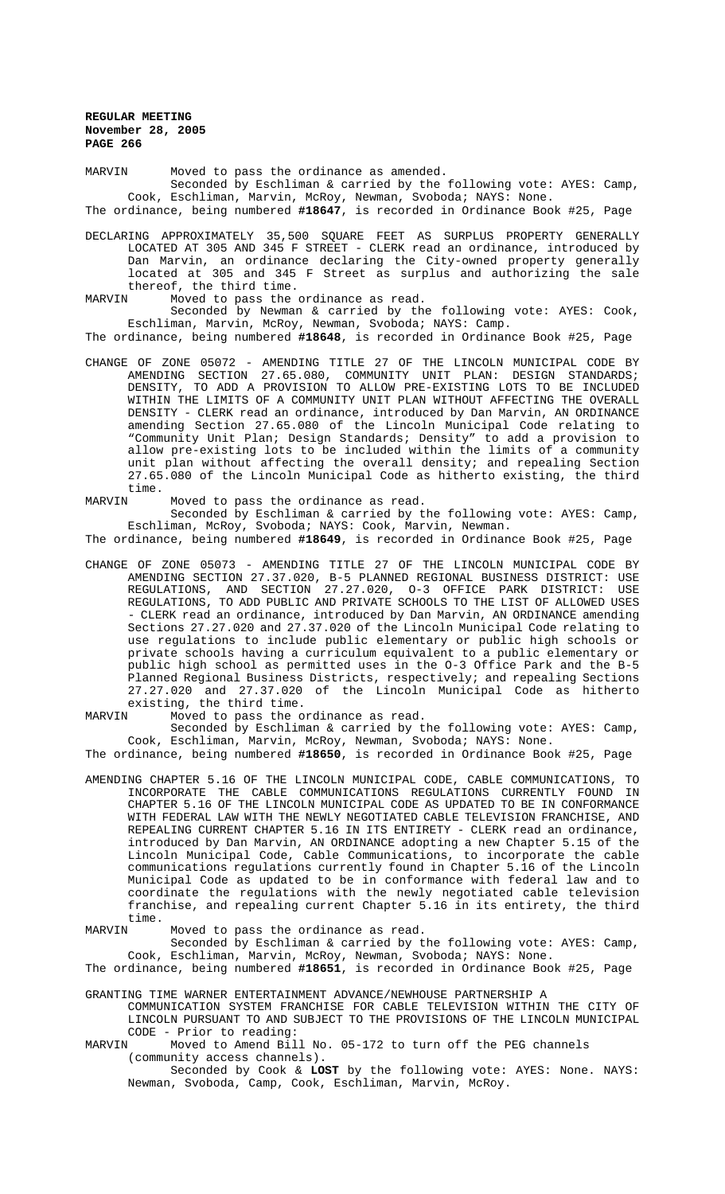MARVIN Moved to pass the ordinance as amended.

Seconded by Eschliman & carried by the following vote: AYES: Camp, Cook, Eschliman, Marvin, McRoy, Newman, Svoboda; NAYS: None.

The ordinance, being numbered **#18647**, is recorded in Ordinance Book #25, Page

DECLARING APPROXIMATELY 35,500 SQUARE FEET AS SURPLUS PROPERTY GENERALLY LOCATED AT 305 AND 345 F STREET - CLERK read an ordinance, introduced by Dan Marvin, an ordinance declaring the City-owned property generally located at 305 and 345 F Street as surplus and authorizing the sale thereof, the third time.

MARVIN Moved to pass the ordinance as read.

Seconded by Newman & carried by the following vote: AYES: Cook, Eschliman, Marvin, McRoy, Newman, Svoboda; NAYS: Camp.

The ordinance, being numbered **#18648**, is recorded in Ordinance Book #25, Page

CHANGE OF ZONE 05072 - AMENDING TITLE 27 OF THE LINCOLN MUNICIPAL CODE BY AMENDING SECTION 27.65.080, COMMUNITY UNIT PLAN: DESIGN STANDARDS; DENSITY, TO ADD A PROVISION TO ALLOW PRE-EXISTING LOTS TO BE INCLUDED WITHIN THE LIMITS OF A COMMUNITY UNIT PLAN WITHOUT AFFECTING THE OVERALL DENSITY - CLERK read an ordinance, introduced by Dan Marvin, AN ORDINANCE amending Section 27.65.080 of the Lincoln Municipal Code relating to "Community Unit Plan; Design Standards; Density" to add a provision to allow pre-existing lots to be included within the limits of a community unit plan without affecting the overall density; and repealing Section 27.65.080 of the Lincoln Municipal Code as hitherto existing, the third time.

MARVIN Moved to pass the ordinance as read.

Seconded by Eschliman & carried by the following vote: AYES: Camp, Eschliman, McRoy, Svoboda; NAYS: Cook, Marvin, Newman.

The ordinance, being numbered **#18649**, is recorded in Ordinance Book #25, Page

CHANGE OF ZONE 05073 - AMENDING TITLE 27 OF THE LINCOLN MUNICIPAL CODE BY AMENDING SECTION 27.37.020, B-5 PLANNED REGIONAL BUSINESS DISTRICT: USE REGULATIONS, AND SECTION 27.27.020, O-3 OFFICE PARK DISTRICT: USE REGULATIONS, TO ADD PUBLIC AND PRIVATE SCHOOLS TO THE LIST OF ALLOWED USES - CLERK read an ordinance, introduced by Dan Marvin, AN ORDINANCE amending Sections 27.27.020 and 27.37.020 of the Lincoln Municipal Code relating to use regulations to include public elementary or public high schools or private schools having a curriculum equivalent to a public elementary or public high school as permitted uses in the O-3 Office Park and the B-5 Planned Regional Business Districts, respectively; and repealing Sections 27.27.020 and 27.37.020 of the Lincoln Municipal Code as hitherto existing, the third time.

MARVIN Moved to pass the ordinance as read.

Seconded by Eschliman & carried by the following vote: AYES: Camp, Cook, Eschliman, Marvin, McRoy, Newman, Svoboda; NAYS: None.

The ordinance, being numbered **#18650**, is recorded in Ordinance Book #25, Page

AMENDING CHAPTER 5.16 OF THE LINCOLN MUNICIPAL CODE, CABLE COMMUNICATIONS, TO INCORPORATE THE CABLE COMMUNICATIONS REGULATIONS CURRENTLY FOUND IN CHAPTER 5.16 OF THE LINCOLN MUNICIPAL CODE AS UPDATED TO BE IN CONFORMANCE WITH FEDERAL LAW WITH THE NEWLY NEGOTIATED CABLE TELEVISION FRANCHISE, AND REPEALING CURRENT CHAPTER 5.16 IN ITS ENTIRETY - CLERK read an ordinance, introduced by Dan Marvin, AN ORDINANCE adopting a new Chapter 5.15 of the Lincoln Municipal Code, Cable Communications, to incorporate the cable communications regulations currently found in Chapter 5.16 of the Lincoln Municipal Code as updated to be in conformance with federal law and to coordinate the regulations with the newly negotiated cable television franchise, and repealing current Chapter 5.16 in its entirety, the third time.

MARVIN Moved to pass the ordinance as read.

Seconded by Eschliman & carried by the following vote: AYES: Camp, Cook, Eschliman, Marvin, McRoy, Newman, Svoboda; NAYS: None.

The ordinance, being numbered **#18651**, is recorded in Ordinance Book #25, Page

GRANTING TIME WARNER ENTERTAINMENT ADVANCE/NEWHOUSE PARTNERSHIP A COMMUNICATION SYSTEM FRANCHISE FOR CABLE TELEVISION WITHIN THE CITY OF LINCOLN PURSUANT TO AND SUBJECT TO THE PROVISIONS OF THE LINCOLN MUNICIPAL CODE - Prior to reading:

MARVIN Moved to Amend Bill No. 05-172 to turn off the PEG channels (community access channels).

Seconded by Cook & **LOST** by the following vote: AYES: None. NAYS: Newman, Svoboda, Camp, Cook, Eschliman, Marvin, McRoy.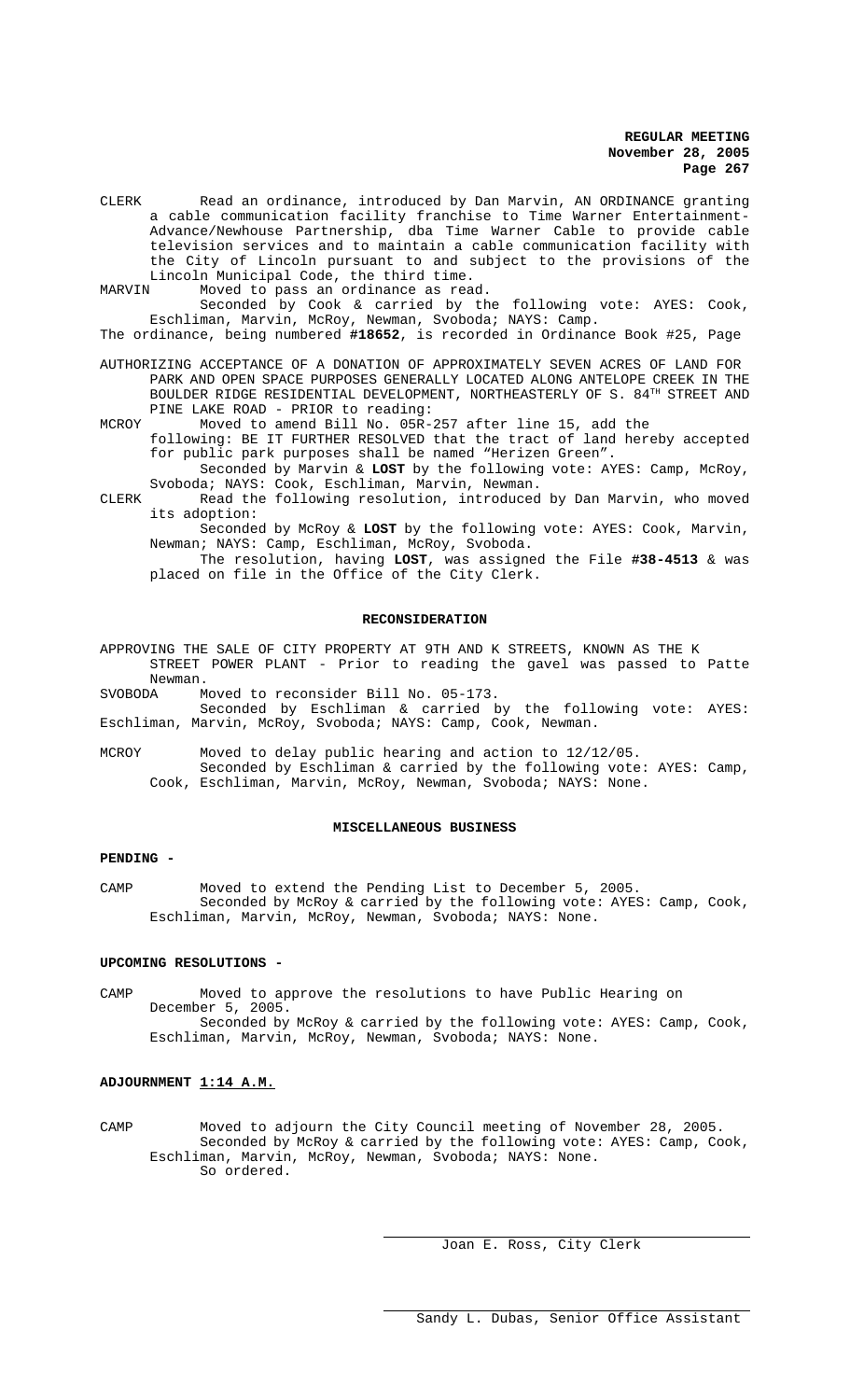CLERK Read an ordinance, introduced by Dan Marvin, AN ORDINANCE granting a cable communication facility franchise to Time Warner Entertainment-Advance/Newhouse Partnership, dba Time Warner Cable to provide cable television services and to maintain a cable communication facility with the City of Lincoln pursuant to and subject to the provisions of the Lincoln Municipal Code, the third time.

MARVIN Moved to pass an ordinance as read.

Seconded by Cook & carried by the following vote: AYES: Cook, Eschliman, Marvin, McRoy, Newman, Svoboda; NAYS: Camp.

The ordinance, being numbered **#18652**, is recorded in Ordinance Book #25, Page

AUTHORIZING ACCEPTANCE OF A DONATION OF APPROXIMATELY SEVEN ACRES OF LAND FOR PARK AND OPEN SPACE PURPOSES GENERALLY LOCATED ALONG ANTELOPE CREEK IN THE BOULDER RIDGE RESIDENTIAL DEVELOPMENT, NORTHEASTERLY OF S. 84TH STREET AND PINE LAKE ROAD - PRIOR to reading:

MCROY Moved to amend Bill No. 05R-257 after line 15, add the following: BE IT FURTHER RESOLVED that the tract of land hereby accepted for public park purposes shall be named "Herizen Green".

Seconded by Marvin & **LOST** by the following vote: AYES: Camp, McRoy, Svoboda; NAYS: Cook, Eschliman, Marvin, Newman.

CLERK Read the following resolution, introduced by Dan Marvin, who moved its adoption:

Seconded by McRoy & **LOST** by the following vote: AYES: Cook, Marvin, Newman; NAYS: Camp, Eschliman, McRoy, Svoboda.

The resolution, having **LOST**, was assigned the File **#38-4513** & was placed on file in the Office of the City Clerk.

## RECONSIDERATION

APPROVING THE SALE OF CITY PROPERTY AT 9TH AND K STREETS, KNOWN AS THE K STREET POWER PLANT - Prior to reading the gavel was passed to Patte Newman.

SVOBODA Moved to reconsider Bill No. 05-173.

Seconded by Eschliman & carried by the following vote: AYES: Eschliman, Marvin, McRoy, Svoboda; NAYS: Camp, Cook, Newman.

MCROY Moved to delay public hearing and action to 12/12/05.

Seconded by Eschliman & carried by the following vote: AYES: Camp, Cook, Eschliman, Marvin, McRoy, Newman, Svoboda; NAYS: None.

## MISCELLANEOUS BUSINESS

### PENDING -

CAMP Moved to extend the Pending List to December 5, 2005.

Seconded by McRoy & carried by the following vote: AYES: Camp, Cook, Eschliman, Marvin, McRoy, Newman, Svoboda; NAYS: None.

### UPCOMING RESOLUTIONS -

CAMP Moved to approve the resolutions to have Public Hearing on December 5, 2005.

Seconded by McRoy & carried by the following vote: AYES: Camp, Cook, Eschliman, Marvin, McRoy, Newman, Svoboda; NAYS: None.

### ADJOURNMENT 1:14 A.M.

CAMP Moved to adjourn the City Council meeting of November 28, 2005.

Seconded by McRoy & carried by the following vote: AYES: Camp, Cook, Eschliman, Marvin, McRoy, Newman, Svoboda; NAYS: None.

So ordered.

Joan E. Ross, City Clerk

Sandy L. Dubas, Senior Office Assistant